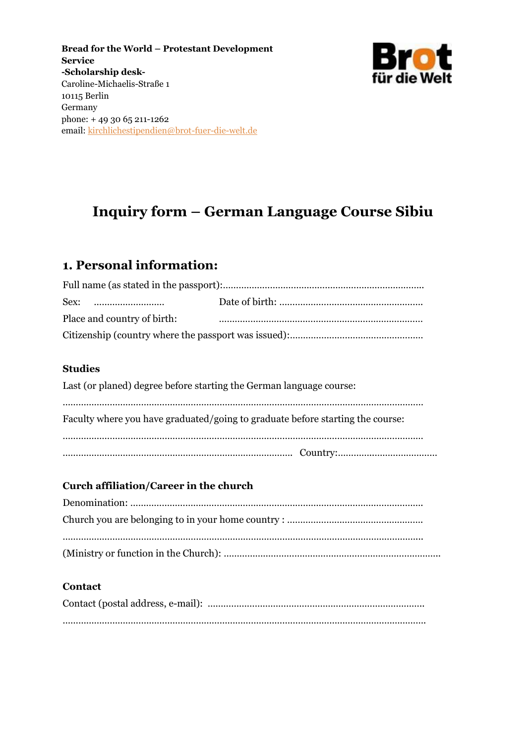**Bread for the World – Protestant Development Service**
**-Scholarship desk-**
Caroline-Michaelis-Straße 1
10115 Berlin
Germany
phone: + 49 30 65 211-1262
email: kirchlichestipendien@brot-fuer-die-welt.de

Brot für die Welt

# Inquiry form – German Language Course Sibiu

## 1. Personal information:

Full name (as stated in the passport):............................................................................

Sex: ........................... Date of birth: .......................................................

Place and country of birth: .............................................................................

Citizenship (country where the passport was issued):...................................................

### Studies

Last (or planed) degree before starting the German language course:

.........................................................................................................................

Faculty where you have graduated/going to graduate before starting the course:

.........................................................................................................................

...................................................................................... Country:......................................

### Curch affiliation/Career in the church

Denomination: ...............................................................................................

Church you are belonging to in your home country : ....................................................

.........................................................................................................................

(Ministry or function in the Church): ..................................................................................

### Contact

Contact (postal address, e-mail): ..................................................................................

.........................................................................................................................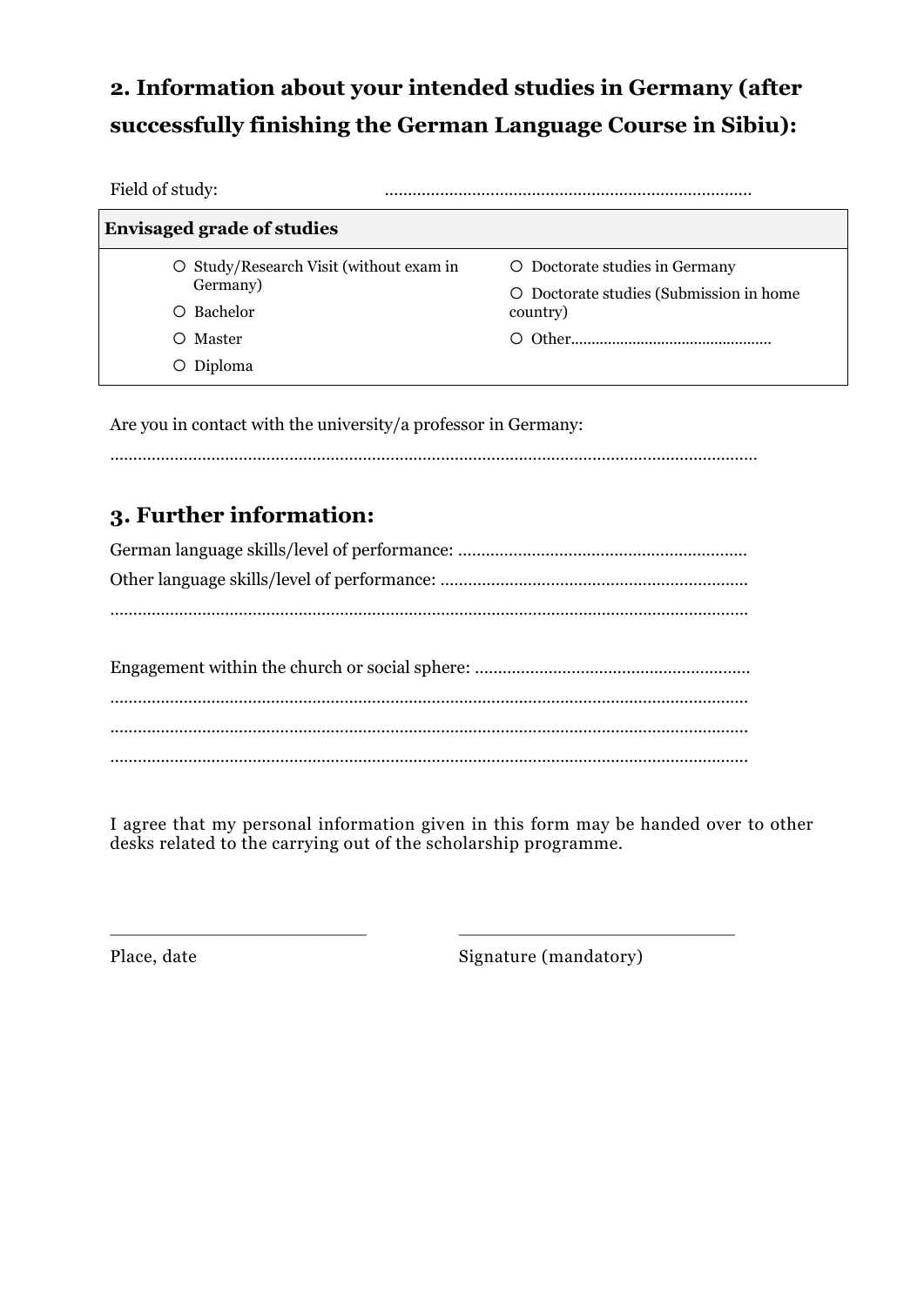## 2. Information about your intended studies in Germany (after successfully finishing the German Language Course in Sibiu):

Field of study: ..............................................................................

| **Envisaged grade of studies** | |
|---|---|
| ○ Study/Research Visit (without exam in Germany) | ○ Doctorate studies in Germany |
| ○ Bachelor | ○ Doctorate studies (Submission in home country) |
| ○ Master | ○ Other............................................... |
| ○ Diploma | |

Are you in contact with the university/a professor in Germany:

..........................................................................................................................................

## 3. Further information:

German language skills/level of performance: .............................................................

Other language skills/level of performance: .................................................................

.......................................................................................................................................

Engagement within the church or social sphere: ..........................................................

.......................................................................................................................................

.......................................................................................................................................

.......................................................................................................................................

I agree that my personal information given in this form may be handed over to other desks related to the carrying out of the scholarship programme.

\_\_\_\_\_\_\_\_\_\_\_\_\_\_\_\_\_\_\_\_\_\_\_\_\_ \_\_\_\_\_\_\_\_\_\_\_\_\_\_\_\_\_\_\_\_\_\_\_\_\_\_\_

Place, date Signature (mandatory)